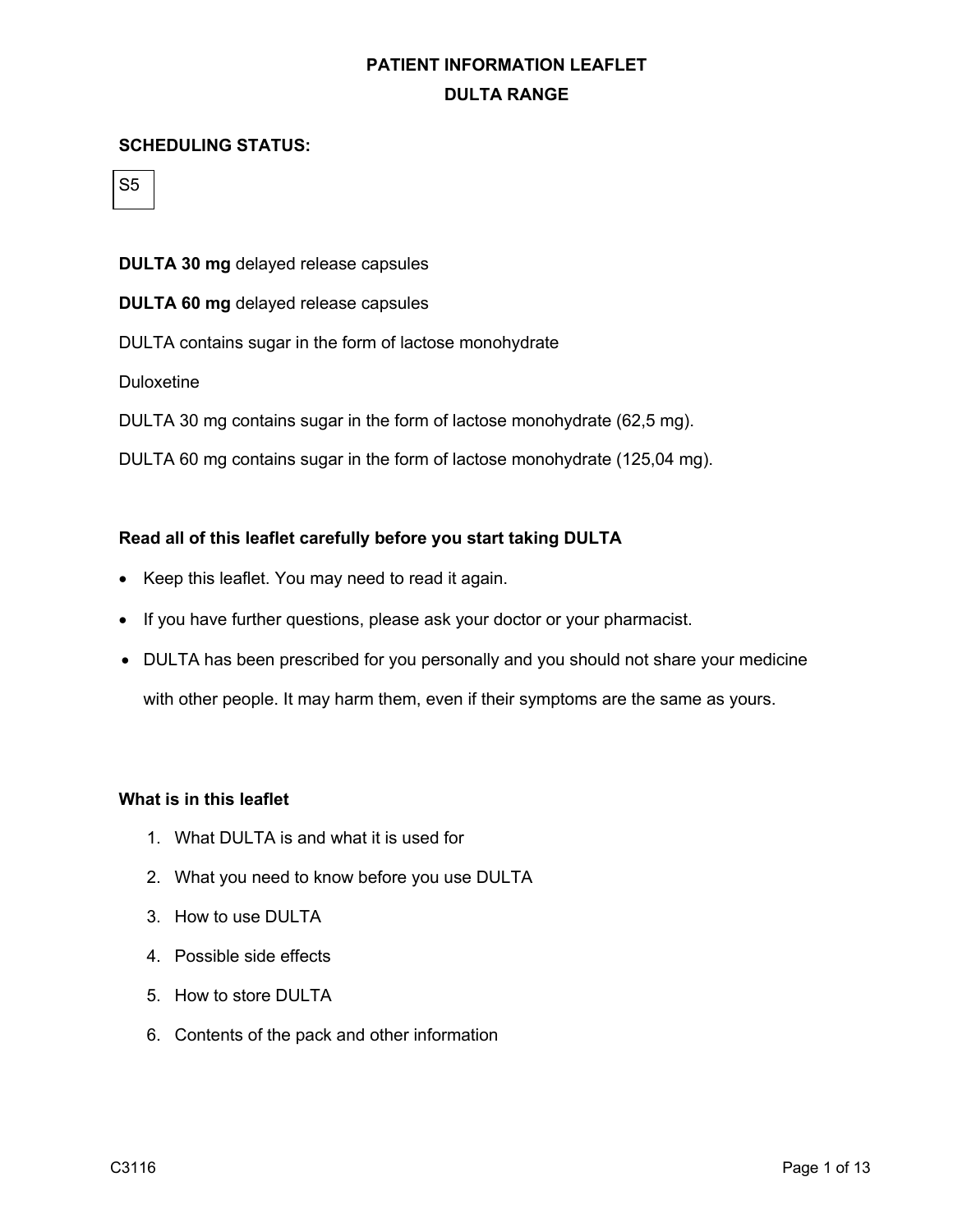# PATIENT INFORMATION LEAFLET

## DULTA RANGE

**SCHEDULING STATUS:**

| S5 |
|---|

**DULTA 30 mg** delayed release capsules

**DULTA 60 mg** delayed release capsules

DULTA contains sugar in the form of lactose monohydrate

Duloxetine

DULTA 30 mg contains sugar in the form of lactose monohydrate (62,5 mg).

DULTA 60 mg contains sugar in the form of lactose monohydrate (125,04 mg).

**Read all of this leaflet carefully before you start taking DULTA**

- Keep this leaflet. You may need to read it again.
- If you have further questions, please ask your doctor or your pharmacist.
- DULTA has been prescribed for you personally and you should not share your medicine with other people. It may harm them, even if their symptoms are the same as yours.

**What is in this leaflet**

1. What DULTA is and what it is used for
2. What you need to know before you use DULTA
3. How to use DULTA
4. Possible side effects
5. How to store DULTA
6. Contents of the pack and other information

C3116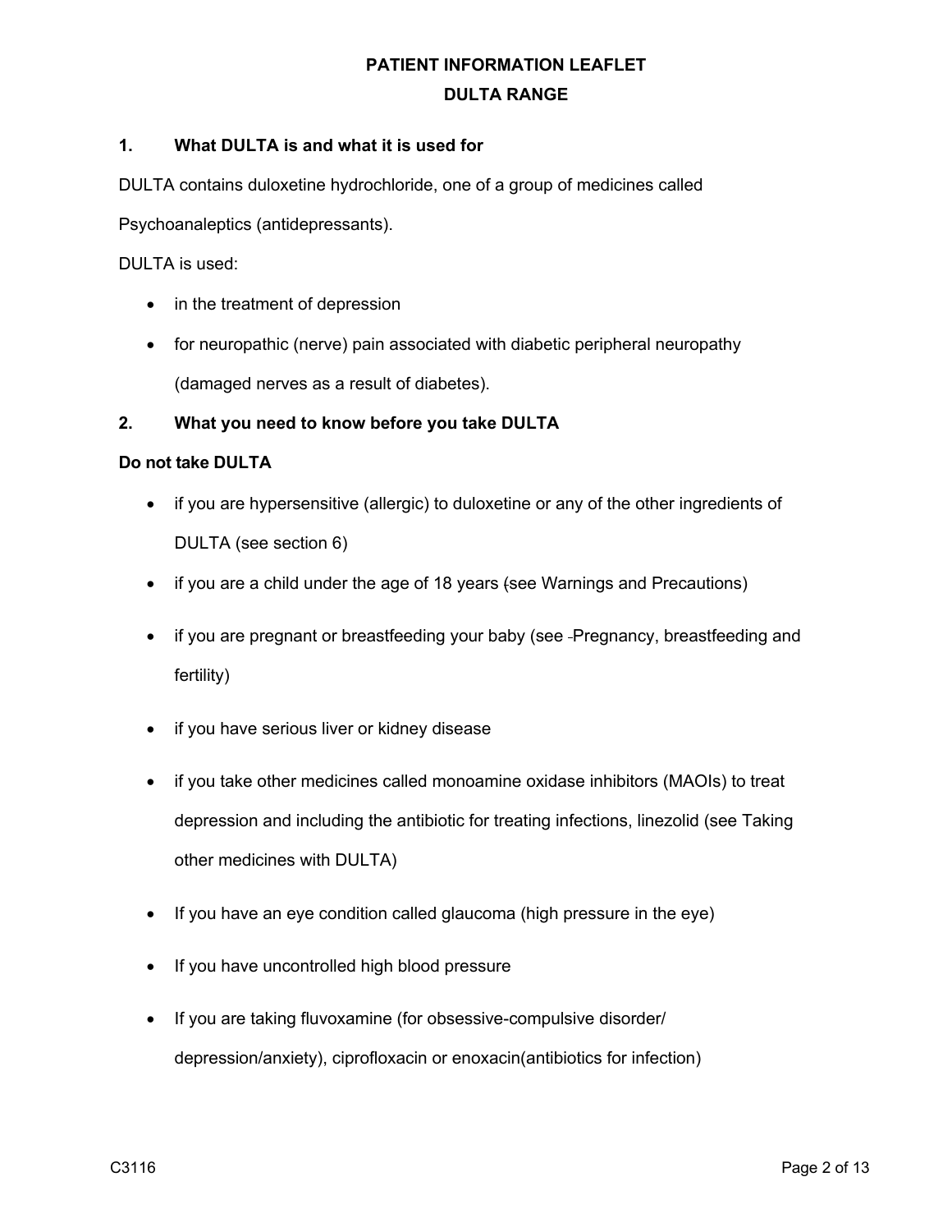# PATIENT INFORMATION LEAFLET

# DULTA RANGE

## 1. What DULTA is and what it is used for

DULTA contains duloxetine hydrochloride, one of a group of medicines called Psychoanaleptics (antidepressants).

DULTA is used:

- in the treatment of depression
- for neuropathic (nerve) pain associated with diabetic peripheral neuropathy (damaged nerves as a result of diabetes).

## 2. What you need to know before you take DULTA

**Do not take DULTA**

- if you are hypersensitive (allergic) to duloxetine or any of the other ingredients of DULTA (see section 6)
- if you are a child under the age of 18 years (see Warnings and Precautions)
- if you are pregnant or breastfeeding your baby (see -Pregnancy, breastfeeding and fertility)
- if you have serious liver or kidney disease
- if you take other medicines called monoamine oxidase inhibitors (MAOIs) to treat depression and including the antibiotic for treating infections, linezolid (see Taking other medicines with DULTA)
- If you have an eye condition called glaucoma (high pressure in the eye)
- If you have uncontrolled high blood pressure
- If you are taking fluvoxamine (for obsessive-compulsive disorder/ depression/anxiety), ciprofloxacin or enoxacin(antibiotics for infection)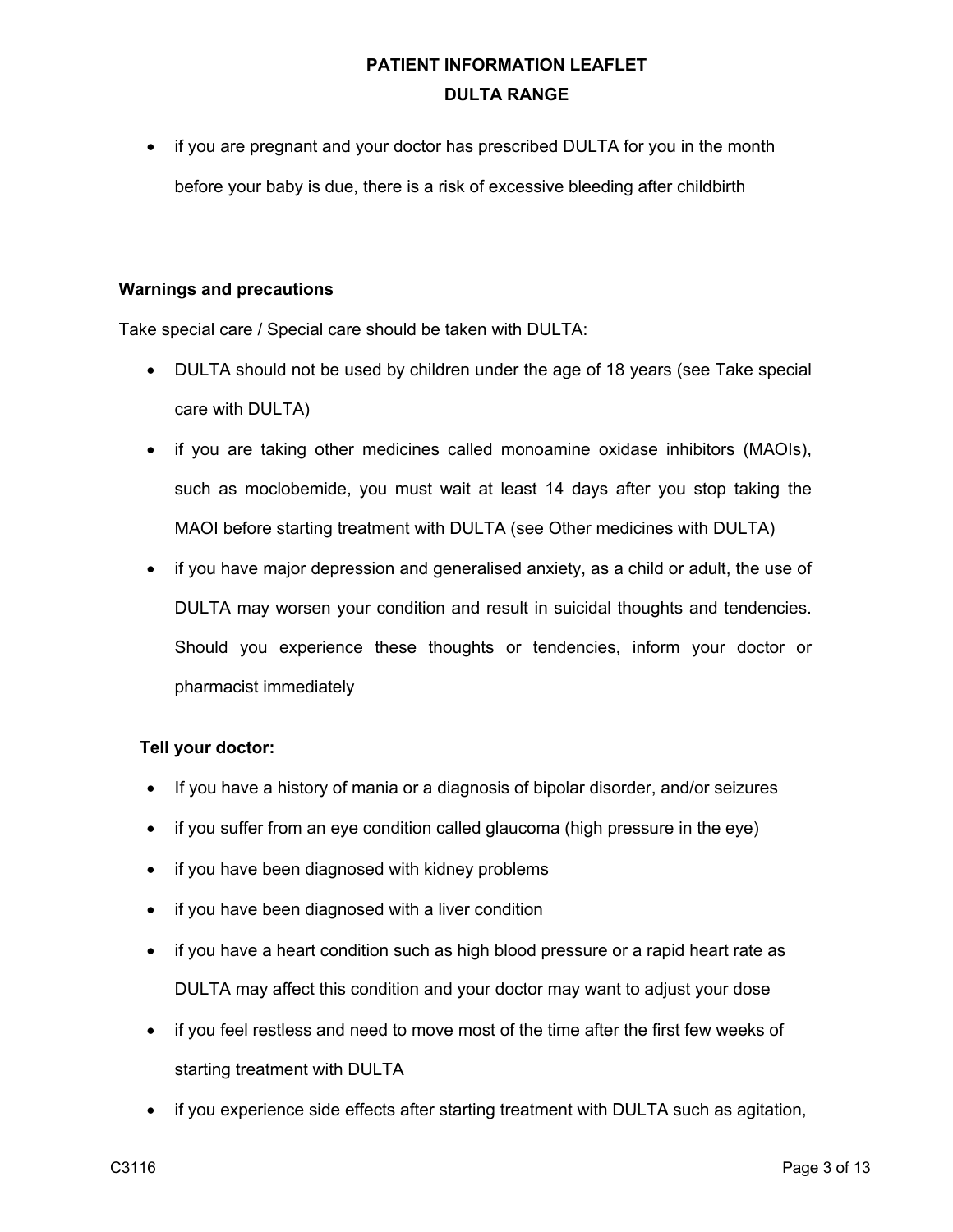- if you are pregnant and your doctor has prescribed DULTA for you in the month before your baby is due, there is a risk of excessive bleeding after childbirth

**Warnings and precautions**

Take special care / Special care should be taken with DULTA:

- DULTA should not be used by children under the age of 18 years (see Take special care with DULTA)
- if you are taking other medicines called monoamine oxidase inhibitors (MAOIs), such as moclobemide, you must wait at least 14 days after you stop taking the MAOI before starting treatment with DULTA (see Other medicines with DULTA)
- if you have major depression and generalised anxiety, as a child or adult, the use of DULTA may worsen your condition and result in suicidal thoughts and tendencies. Should you experience these thoughts or tendencies, inform your doctor or pharmacist immediately

**Tell your doctor:**

- If you have a history of mania or a diagnosis of bipolar disorder, and/or seizures
- if you suffer from an eye condition called glaucoma (high pressure in the eye)
- if you have been diagnosed with kidney problems
- if you have been diagnosed with a liver condition
- if you have a heart condition such as high blood pressure or a rapid heart rate as DULTA may affect this condition and your doctor may want to adjust your dose
- if you feel restless and need to move most of the time after the first few weeks of starting treatment with DULTA
- if you experience side effects after starting treatment with DULTA such as agitation,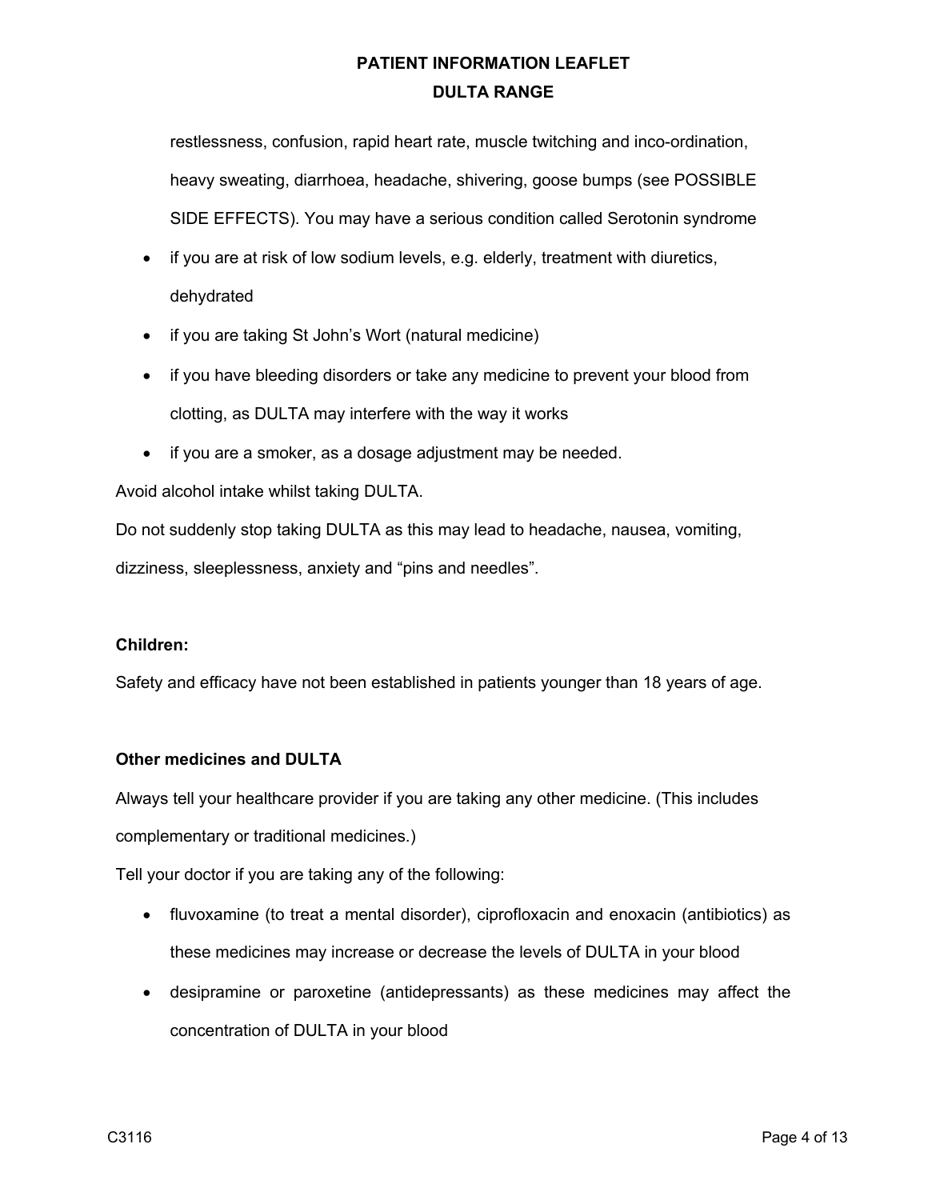restlessness, confusion, rapid heart rate, muscle twitching and inco-ordination, heavy sweating, diarrhoea, headache, shivering, goose bumps (see POSSIBLE SIDE EFFECTS). You may have a serious condition called Serotonin syndrome

- if you are at risk of low sodium levels, e.g. elderly, treatment with diuretics, dehydrated
- if you are taking St John's Wort (natural medicine)
- if you have bleeding disorders or take any medicine to prevent your blood from clotting, as DULTA may interfere with the way it works
- if you are a smoker, as a dosage adjustment may be needed.

Avoid alcohol intake whilst taking DULTA.

Do not suddenly stop taking DULTA as this may lead to headache, nausea, vomiting, dizziness, sleeplessness, anxiety and "pins and needles".

**Children:**

Safety and efficacy have not been established in patients younger than 18 years of age.

**Other medicines and DULTA**

Always tell your healthcare provider if you are taking any other medicine. (This includes complementary or traditional medicines.)

Tell your doctor if you are taking any of the following:

- fluvoxamine (to treat a mental disorder), ciprofloxacin and enoxacin (antibiotics) as these medicines may increase or decrease the levels of DULTA in your blood
- desipramine or paroxetine (antidepressants) as these medicines may affect the concentration of DULTA in your blood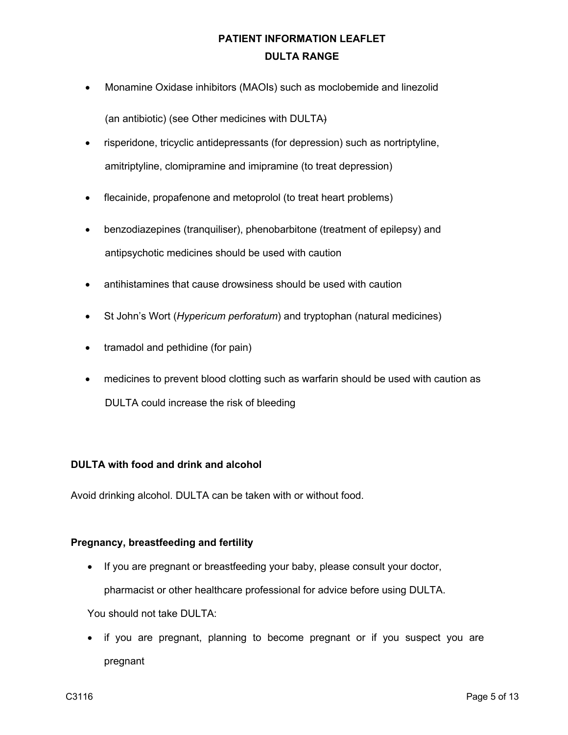- Monamine Oxidase inhibitors (MAOIs) such as moclobemide and linezolid (an antibiotic) (see Other medicines with DULTA)
- risperidone, tricyclic antidepressants (for depression) such as nortriptyline, amitriptyline, clomipramine and imipramine (to treat depression)
- flecainide, propafenone and metoprolol (to treat heart problems)
- benzodiazepines (tranquiliser), phenobarbitone (treatment of epilepsy) and antipsychotic medicines should be used with caution
- antihistamines that cause drowsiness should be used with caution
- St John's Wort (*Hypericum perforatum*) and tryptophan (natural medicines)
- tramadol and pethidine (for pain)
- medicines to prevent blood clotting such as warfarin should be used with caution as DULTA could increase the risk of bleeding

**DULTA with food and drink and alcohol**

Avoid drinking alcohol. DULTA can be taken with or without food.

**Pregnancy, breastfeeding and fertility**

- If you are pregnant or breastfeeding your baby, please consult your doctor, pharmacist or other healthcare professional for advice before using DULTA.

You should not take DULTA:

- if you are pregnant, planning to become pregnant or if you suspect you are pregnant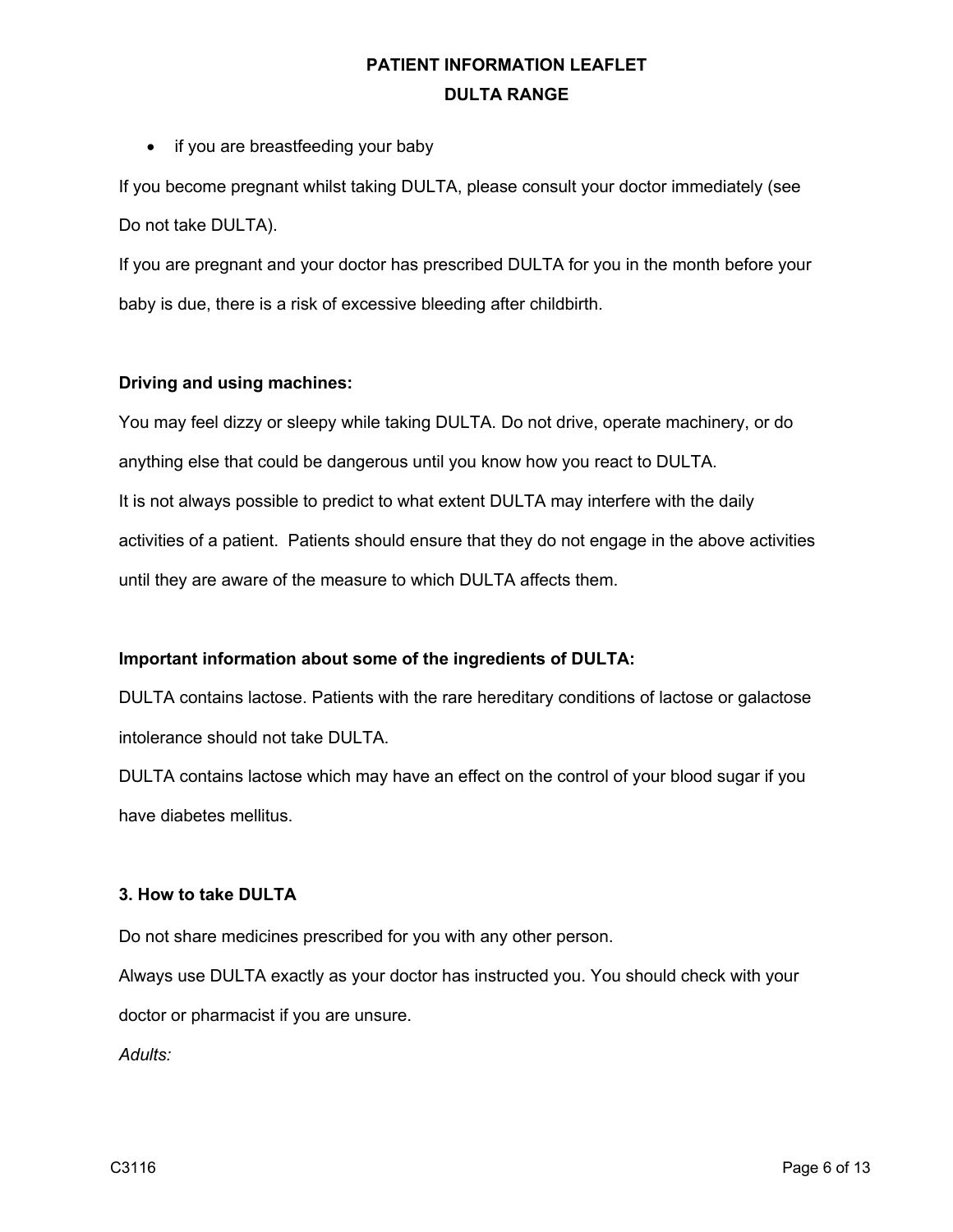- if you are breastfeeding your baby

If you become pregnant whilst taking DULTA, please consult your doctor immediately (see Do not take DULTA).

If you are pregnant and your doctor has prescribed DULTA for you in the month before your baby is due, there is a risk of excessive bleeding after childbirth.

**Driving and using machines:**

You may feel dizzy or sleepy while taking DULTA. Do not drive, operate machinery, or do anything else that could be dangerous until you know how you react to DULTA.

It is not always possible to predict to what extent DULTA may interfere with the daily activities of a patient. Patients should ensure that they do not engage in the above activities until they are aware of the measure to which DULTA affects them.

**Important information about some of the ingredients of DULTA:**

DULTA contains lactose. Patients with the rare hereditary conditions of lactose or galactose intolerance should not take DULTA.

DULTA contains lactose which may have an effect on the control of your blood sugar if you have diabetes mellitus.

**3. How to take DULTA**

Do not share medicines prescribed for you with any other person.

Always use DULTA exactly as your doctor has instructed you. You should check with your doctor or pharmacist if you are unsure.

*Adults:*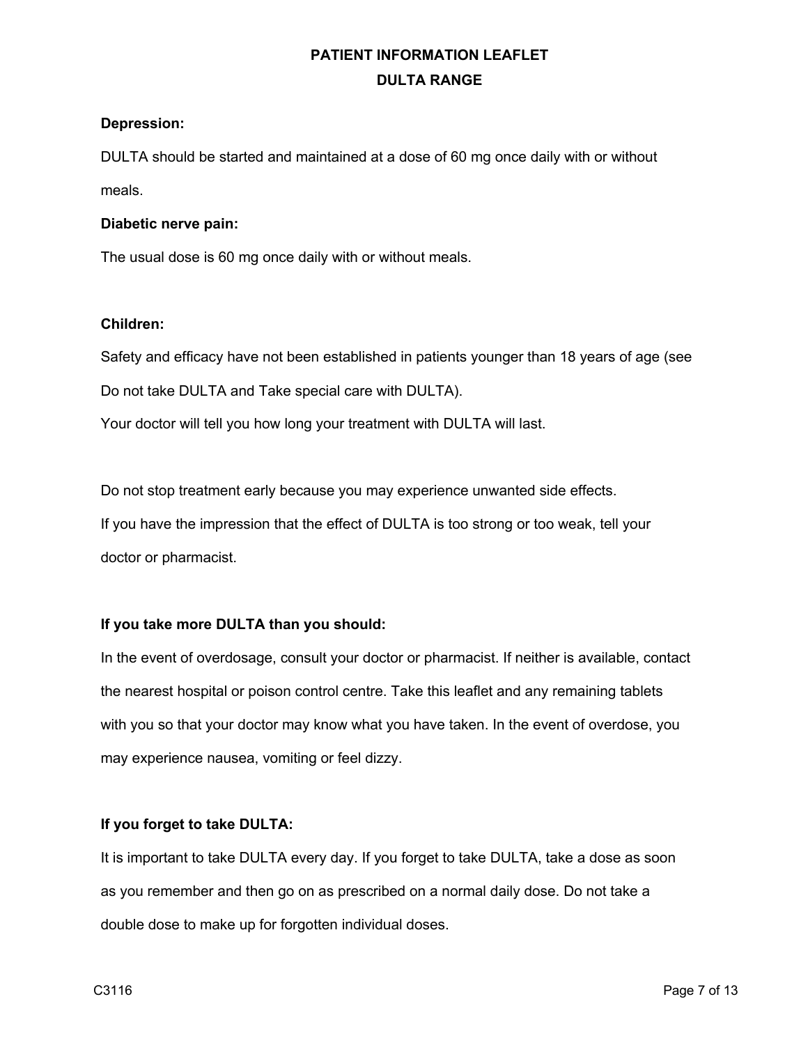**Depression:**

DULTA should be started and maintained at a dose of 60 mg once daily with or without meals.

**Diabetic nerve pain:**

The usual dose is 60 mg once daily with or without meals.

**Children:**

Safety and efficacy have not been established in patients younger than 18 years of age (see Do not take DULTA and Take special care with DULTA).

Your doctor will tell you how long your treatment with DULTA will last.

Do not stop treatment early because you may experience unwanted side effects.

If you have the impression that the effect of DULTA is too strong or too weak, tell your doctor or pharmacist.

**If you take more DULTA than you should:**

In the event of overdosage, consult your doctor or pharmacist. If neither is available, contact the nearest hospital or poison control centre. Take this leaflet and any remaining tablets with you so that your doctor may know what you have taken. In the event of overdose, you may experience nausea, vomiting or feel dizzy.

**If you forget to take DULTA:**

It is important to take DULTA every day. If you forget to take DULTA, take a dose as soon as you remember and then go on as prescribed on a normal daily dose. Do not take a double dose to make up for forgotten individual doses.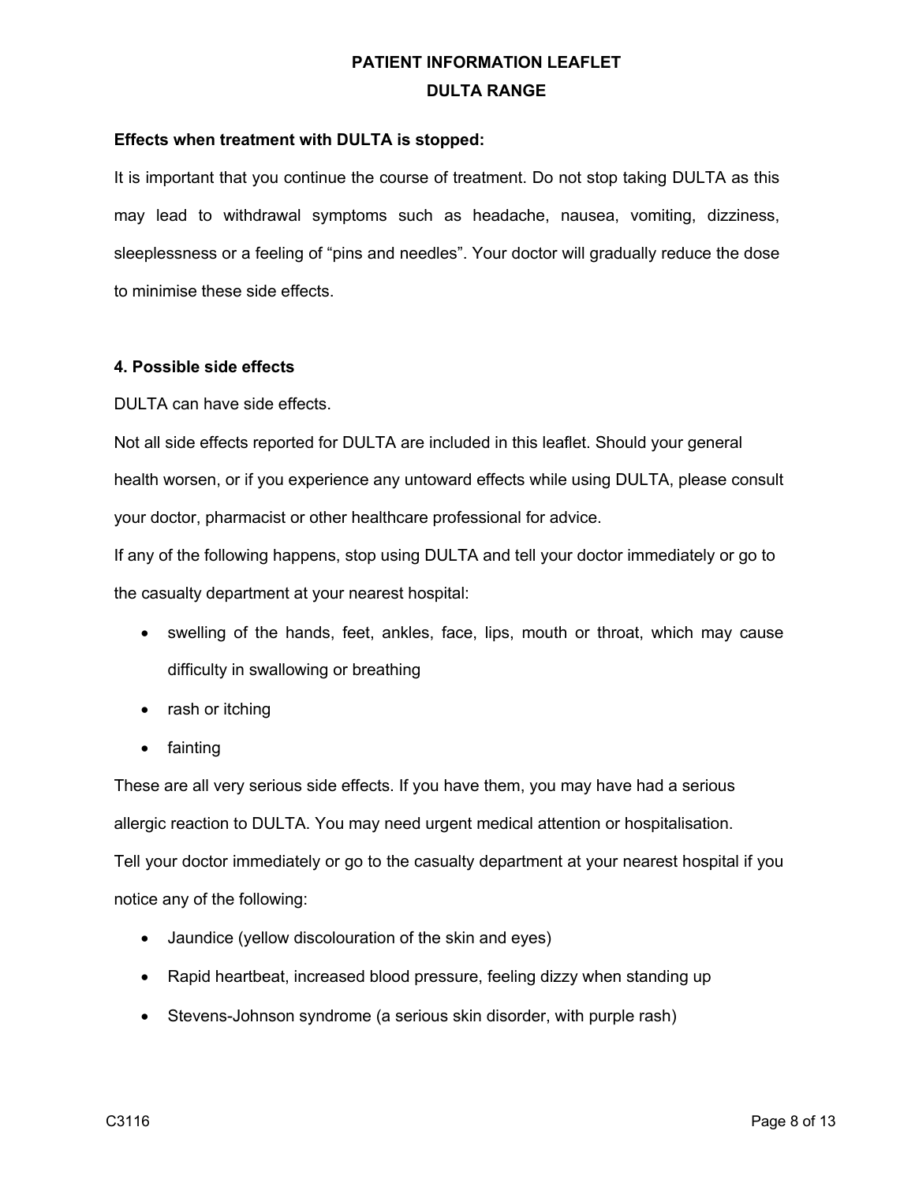**Effects when treatment with DULTA is stopped:**

It is important that you continue the course of treatment. Do not stop taking DULTA as this may lead to withdrawal symptoms such as headache, nausea, vomiting, dizziness, sleeplessness or a feeling of "pins and needles". Your doctor will gradually reduce the dose to minimise these side effects.

**4. Possible side effects**

DULTA can have side effects.

Not all side effects reported for DULTA are included in this leaflet. Should your general health worsen, or if you experience any untoward effects while using DULTA, please consult your doctor, pharmacist or other healthcare professional for advice.

If any of the following happens, stop using DULTA and tell your doctor immediately or go to the casualty department at your nearest hospital:

- swelling of the hands, feet, ankles, face, lips, mouth or throat, which may cause difficulty in swallowing or breathing
- rash or itching
- fainting

These are all very serious side effects. If you have them, you may have had a serious allergic reaction to DULTA. You may need urgent medical attention or hospitalisation.

Tell your doctor immediately or go to the casualty department at your nearest hospital if you notice any of the following:

- Jaundice (yellow discolouration of the skin and eyes)
- Rapid heartbeat, increased blood pressure, feeling dizzy when standing up
- Stevens-Johnson syndrome (a serious skin disorder, with purple rash)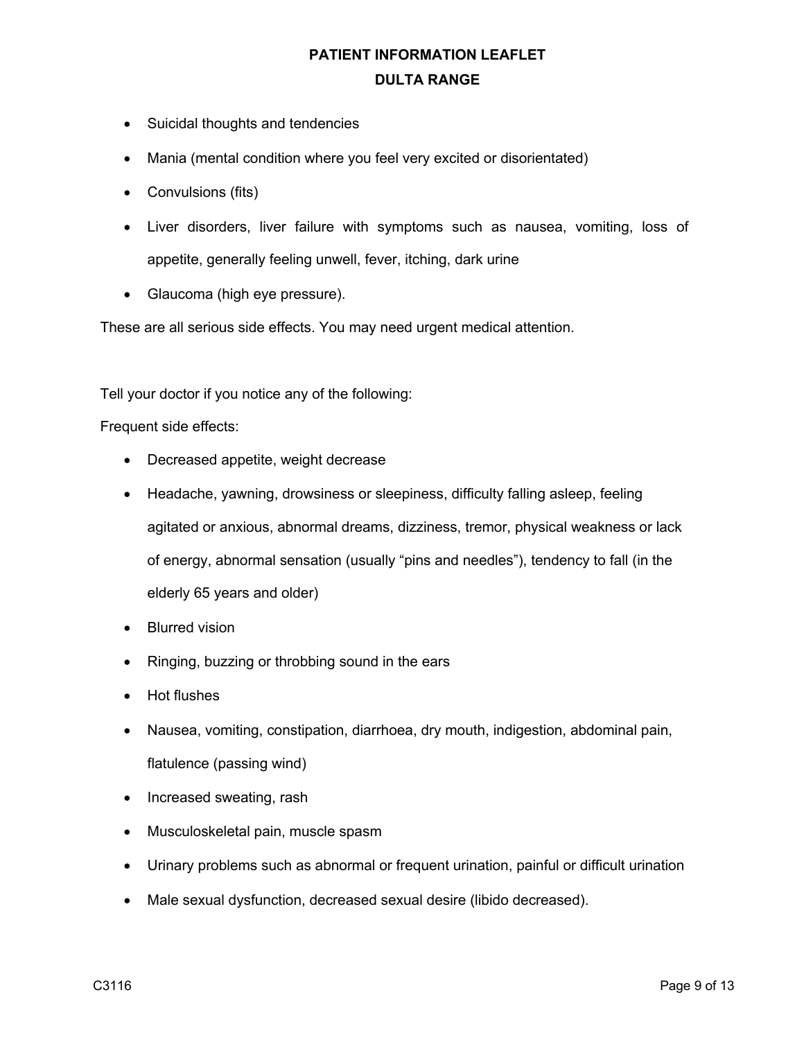- Suicidal thoughts and tendencies
- Mania (mental condition where you feel very excited or disorientated)
- Convulsions (fits)
- Liver disorders, liver failure with symptoms such as nausea, vomiting, loss of appetite, generally feeling unwell, fever, itching, dark urine
- Glaucoma (high eye pressure).

These are all serious side effects. You may need urgent medical attention.

Tell your doctor if you notice any of the following:

Frequent side effects:

- Decreased appetite, weight decrease
- Headache, yawning, drowsiness or sleepiness, difficulty falling asleep, feeling agitated or anxious, abnormal dreams, dizziness, tremor, physical weakness or lack of energy, abnormal sensation (usually “pins and needles”), tendency to fall (in the elderly 65 years and older)
- Blurred vision
- Ringing, buzzing or throbbing sound in the ears
- Hot flushes
- Nausea, vomiting, constipation, diarrhoea, dry mouth, indigestion, abdominal pain, flatulence (passing wind)
- Increased sweating, rash
- Musculoskeletal pain, muscle spasm
- Urinary problems such as abnormal or frequent urination, painful or difficult urination
- Male sexual dysfunction, decreased sexual desire (libido decreased).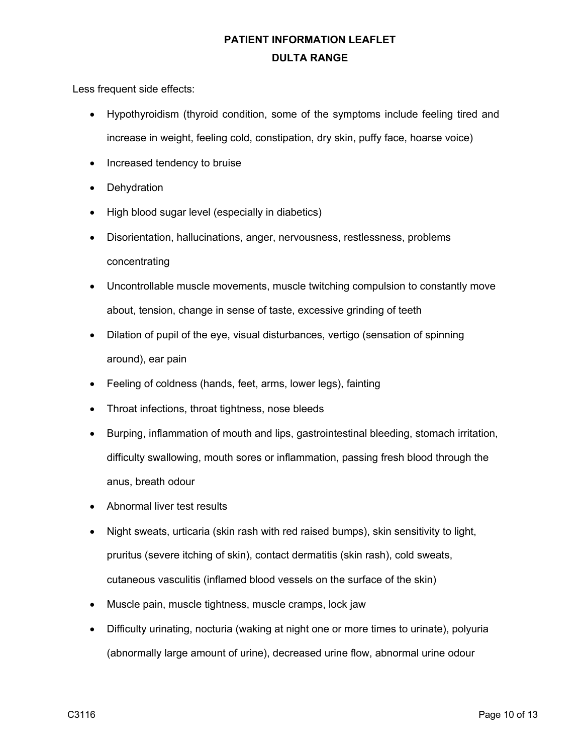Less frequent side effects:

- Hypothyroidism (thyroid condition, some of the symptoms include feeling tired and increase in weight, feeling cold, constipation, dry skin, puffy face, hoarse voice)
- Increased tendency to bruise
- Dehydration
- High blood sugar level (especially in diabetics)
- Disorientation, hallucinations, anger, nervousness, restlessness, problems concentrating
- Uncontrollable muscle movements, muscle twitching compulsion to constantly move about, tension, change in sense of taste, excessive grinding of teeth
- Dilation of pupil of the eye, visual disturbances, vertigo (sensation of spinning around), ear pain
- Feeling of coldness (hands, feet, arms, lower legs), fainting
- Throat infections, throat tightness, nose bleeds
- Burping, inflammation of mouth and lips, gastrointestinal bleeding, stomach irritation, difficulty swallowing, mouth sores or inflammation, passing fresh blood through the anus, breath odour
- Abnormal liver test results
- Night sweats, urticaria (skin rash with red raised bumps), skin sensitivity to light, pruritus (severe itching of skin), contact dermatitis (skin rash), cold sweats, cutaneous vasculitis (inflamed blood vessels on the surface of the skin)
- Muscle pain, muscle tightness, muscle cramps, lock jaw
- Difficulty urinating, nocturia (waking at night one or more times to urinate), polyuria (abnormally large amount of urine), decreased urine flow, abnormal urine odour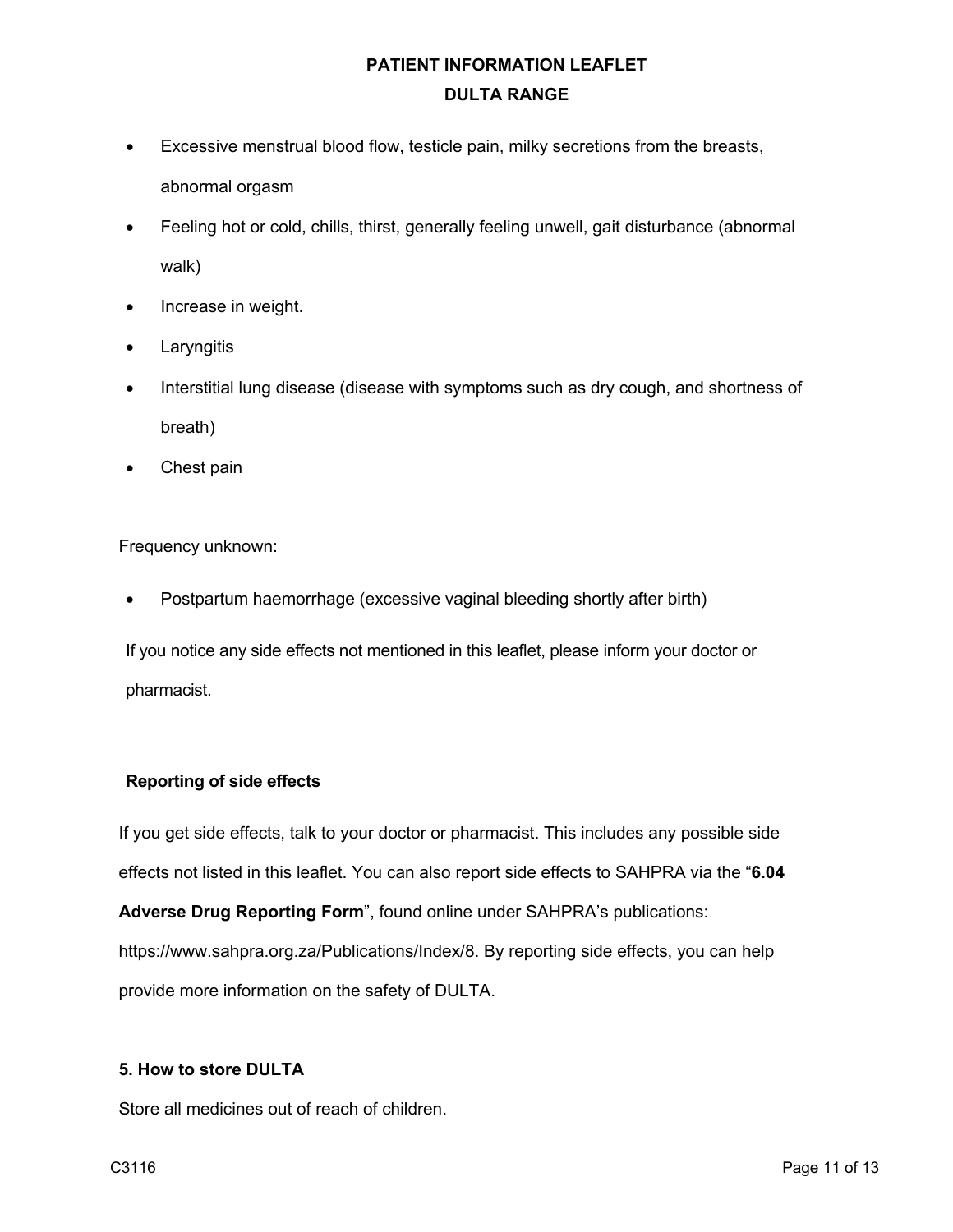- Excessive menstrual blood flow, testicle pain, milky secretions from the breasts, abnormal orgasm
- Feeling hot or cold, chills, thirst, generally feeling unwell, gait disturbance (abnormal walk)
- Increase in weight.
- Laryngitis
- Interstitial lung disease (disease with symptoms such as dry cough, and shortness of breath)
- Chest pain

Frequency unknown:

- Postpartum haemorrhage (excessive vaginal bleeding shortly after birth)

If you notice any side effects not mentioned in this leaflet, please inform your doctor or pharmacist.

**Reporting of side effects**

If you get side effects, talk to your doctor or pharmacist. This includes any possible side effects not listed in this leaflet. You can also report side effects to SAHPRA via the "**6.04 Adverse Drug Reporting Form**", found online under SAHPRA's publications: https://www.sahpra.org.za/Publications/Index/8. By reporting side effects, you can help provide more information on the safety of DULTA.

### 5. How to store DULTA

Store all medicines out of reach of children.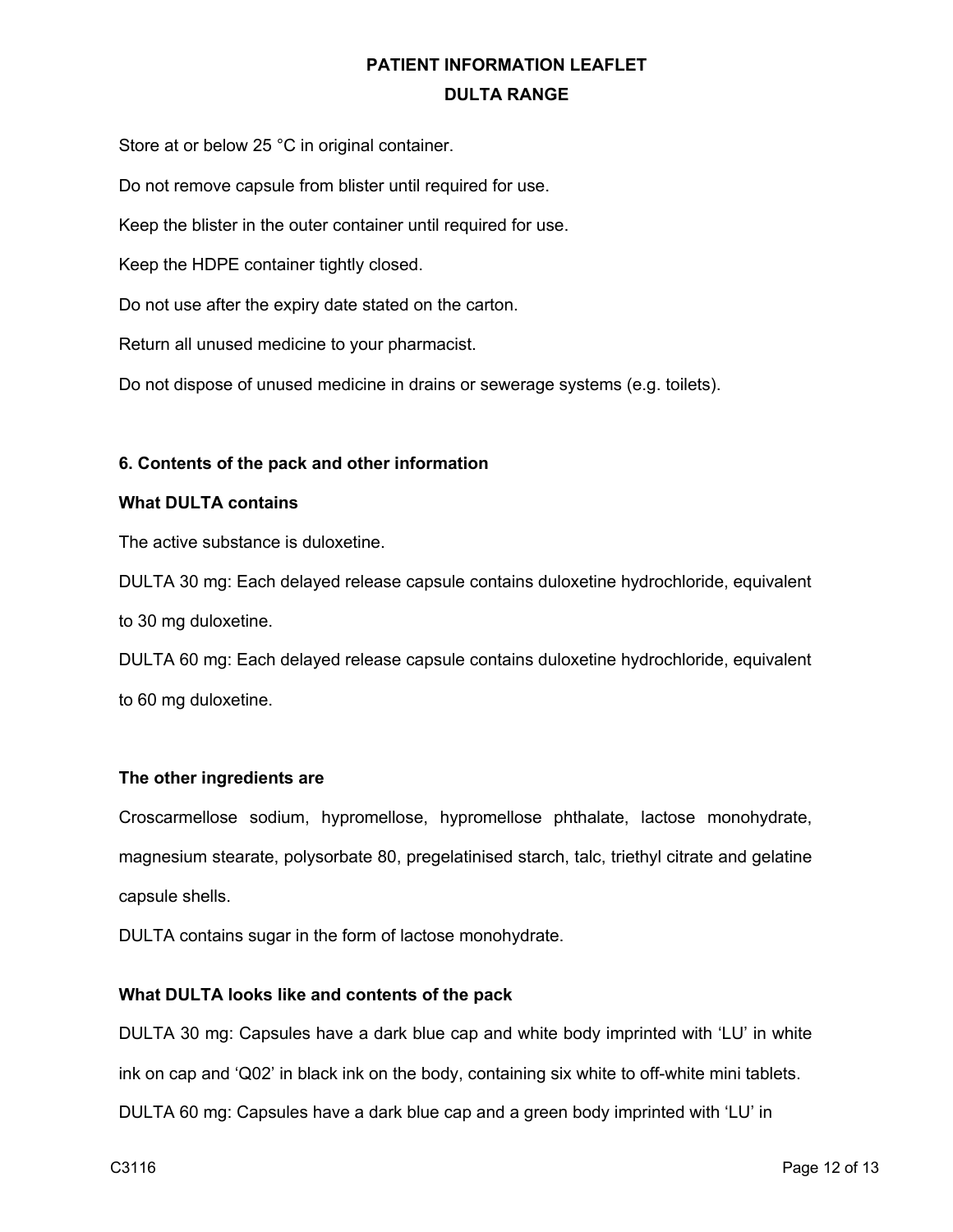Store at or below 25 °C in original container.

Do not remove capsule from blister until required for use.

Keep the blister in the outer container until required for use.

Keep the HDPE container tightly closed.

Do not use after the expiry date stated on the carton.

Return all unused medicine to your pharmacist.

Do not dispose of unused medicine in drains or sewerage systems (e.g. toilets).

## 6. Contents of the pack and other information

### What DULTA contains

The active substance is duloxetine.

DULTA 30 mg: Each delayed release capsule contains duloxetine hydrochloride, equivalent to 30 mg duloxetine.

DULTA 60 mg: Each delayed release capsule contains duloxetine hydrochloride, equivalent to 60 mg duloxetine.

### The other ingredients are

Croscarmellose sodium, hypromellose, hypromellose phthalate, lactose monohydrate, magnesium stearate, polysorbate 80, pregelatinised starch, talc, triethyl citrate and gelatine capsule shells.

DULTA contains sugar in the form of lactose monohydrate.

### What DULTA looks like and contents of the pack

DULTA 30 mg: Capsules have a dark blue cap and white body imprinted with 'LU' in white ink on cap and 'Q02' in black ink on the body, containing six white to off-white mini tablets.

DULTA 60 mg: Capsules have a dark blue cap and a green body imprinted with 'LU' in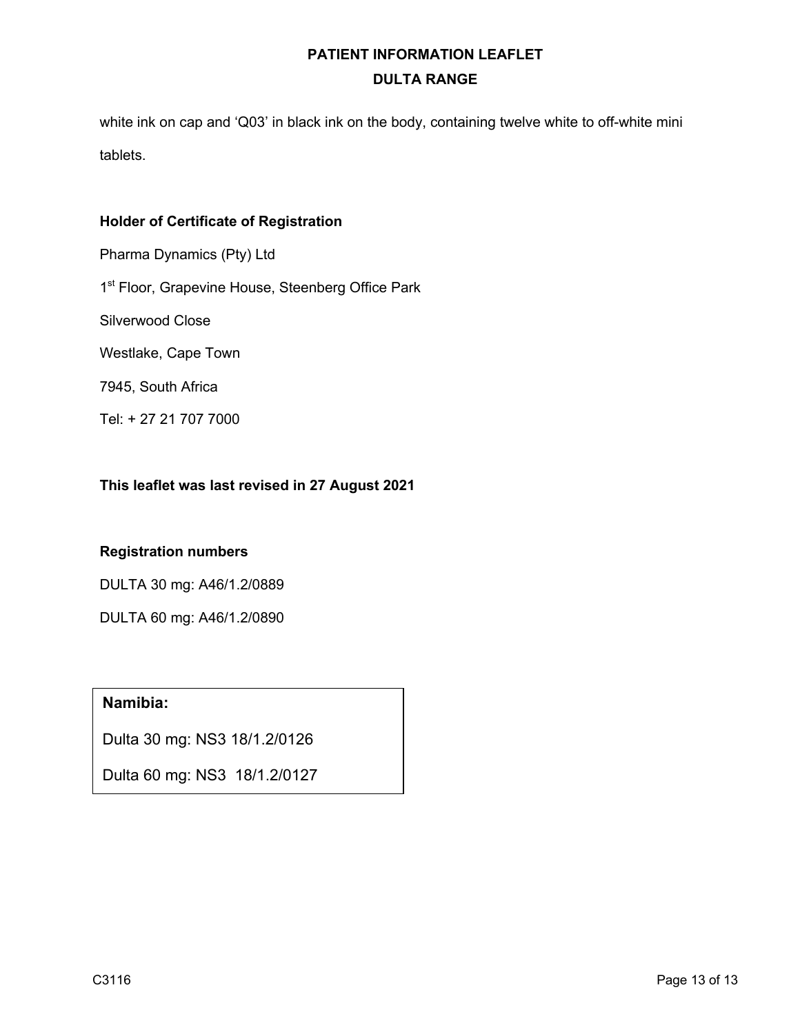white ink on cap and ‘Q03’ in black ink on the body, containing twelve white to off-white mini tablets.

**Holder of Certificate of Registration**

Pharma Dynamics (Pty) Ltd

1st Floor, Grapevine House, Steenberg Office Park

Silverwood Close

Westlake, Cape Town

7945, South Africa

Tel: + 27 21 707 7000

**This leaflet was last revised in 27 August 2021**

**Registration numbers**

DULTA 30 mg: A46/1.2/0889

DULTA 60 mg: A46/1.2/0890

**Namibia:**

Dulta 30 mg: NS3 18/1.2/0126

Dulta 60 mg: NS3 18/1.2/0127

C3116